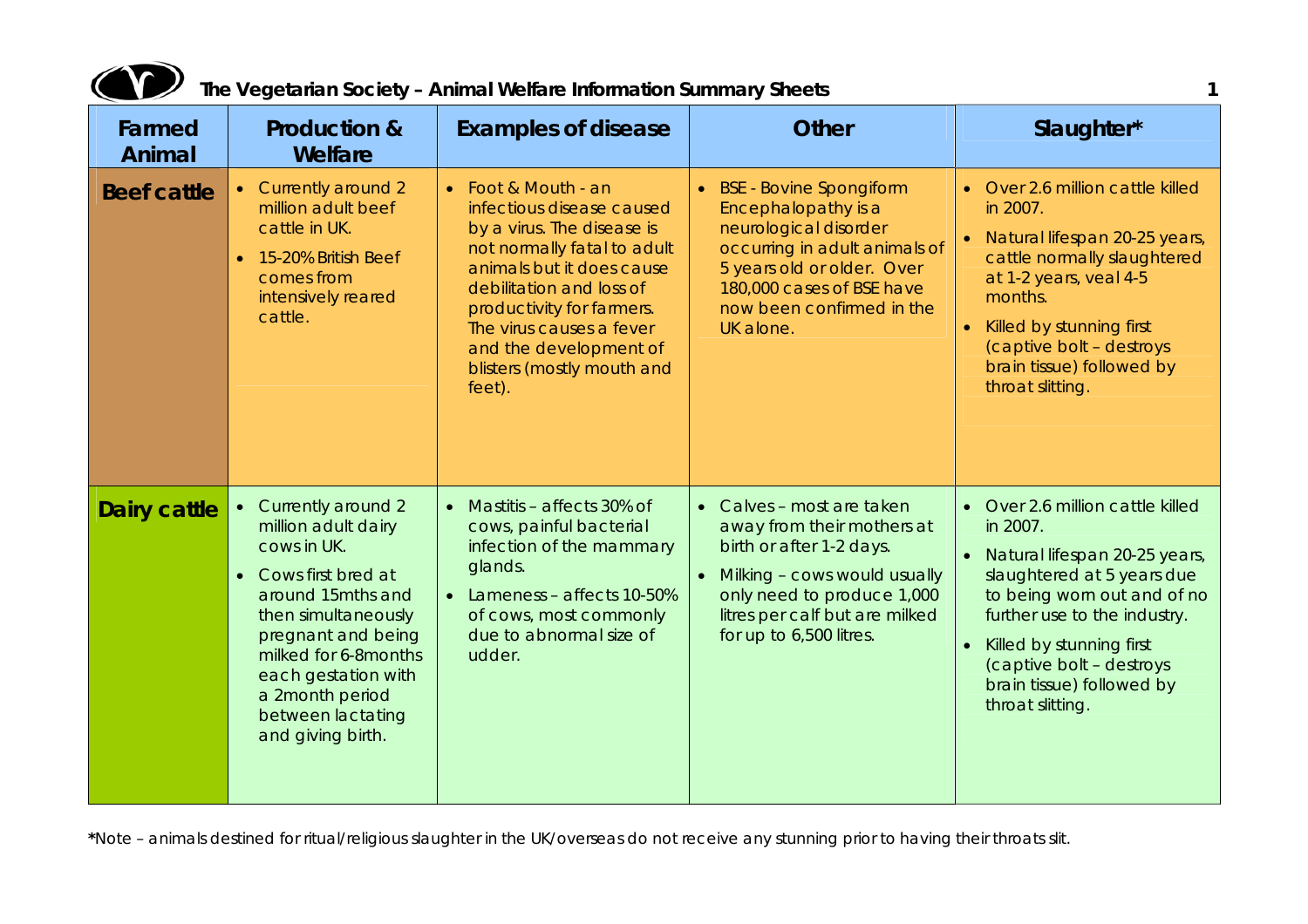# The Vegetarian Society – Animal Welfare Information Summary Sheets

| Farmed Animal | Production & Welfare | Examples of disease | Other | Slaughter* |
|---|---|---|---|---|
| **Beef cattle** | • Currently around 2 million adult beef cattle in UK.<br>• 15-20% British Beef comes from intensively reared cattle. | • Foot & Mouth - an infectious disease caused by a virus. The disease is not normally fatal to adult animals but it does cause debilitation and loss of productivity for farmers. The virus causes a fever and the development of blisters (mostly mouth and feet). | • BSE - Bovine Spongiform Encephalopathy is a neurological disorder occurring in adult animals of 5 years old or older. Over 180,000 cases of BSE have now been confirmed in the UK alone. | • Over 2.6 million cattle killed in 2007.<br>• Natural lifespan 20-25 years, cattle normally slaughtered at 1-2 years, veal 4-5 months.<br>• Killed by stunning first (captive bolt – destroys brain tissue) followed by throat slitting. |
| **Dairy cattle** | • Currently around 2 million adult dairy cows in UK.<br>• Cows first bred at around 15mths and then simultaneously pregnant and being milked for 6-8months each gestation with a 2month period between lactating and giving birth. | • Mastitis – affects 30% of cows, painful bacterial infection of the mammary glands.<br>• Lameness – affects 10-50% of cows, most commonly due to abnormal size of udder. | • Calves – most are taken away from their mothers at birth or after 1-2 days.<br>• Milking – cows would usually only need to produce 1,000 litres per calf but are milked for up to 6,500 litres. | • Over 2.6 million cattle killed in 2007.<br>• Natural lifespan 20-25 years, slaughtered at 5 years due to being worn out and of no further use to the industry.<br>• Killed by stunning first (captive bolt – destroys brain tissue) followed by throat slitting. |

*Note – animals destined for ritual/religious slaughter in the UK/overseas do not receive any stunning prior to having their throats slit.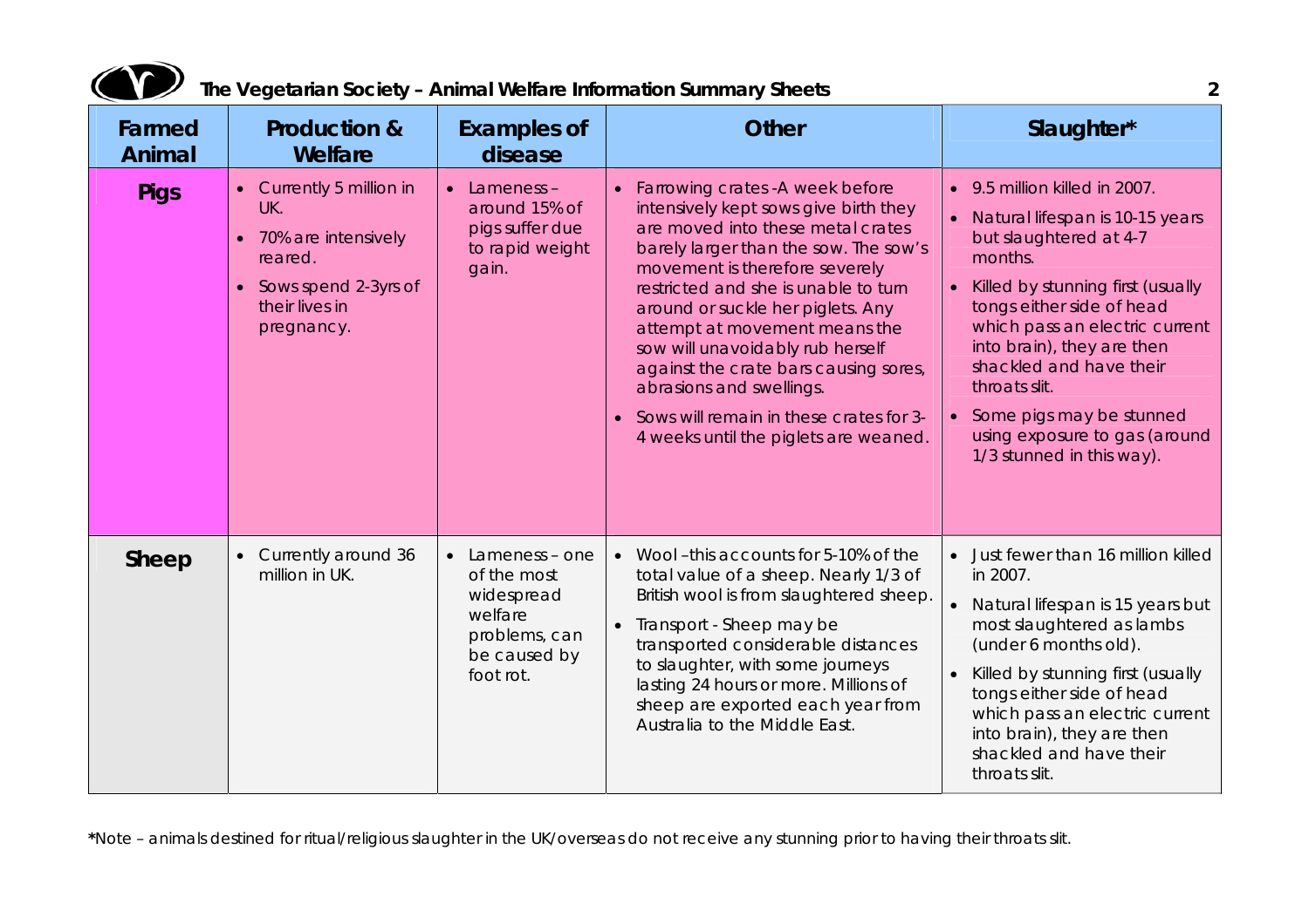| Farmed Animal | Production & Welfare | Examples of disease | Other | Slaughter* |
|---|---|---|---|---|
| **Pigs** | • Currently 5 million in UK.<br>• 70% are intensively reared.<br>• Sows spend 2-3yrs of their lives in pregnancy. | • Lameness – around 15% of pigs suffer due to rapid weight gain. | • Farrowing crates -A week before intensively kept sows give birth they are moved into these metal crates barely larger than the sow. The sow's movement is therefore severely restricted and she is unable to turn around or suckle her piglets. Any attempt at movement means the sow will unavoidably rub herself against the crate bars causing sores, abrasions and swellings.<br>• Sows will remain in these crates for 3-4 weeks until the piglets are weaned. | • 9.5 million killed in 2007.<br>• Natural lifespan is 10-15 years but slaughtered at 4-7 months.<br>• Killed by stunning first (usually tongs either side of head which pass an electric current into brain), they are then shackled and have their throats slit.<br>• Some pigs may be stunned using exposure to gas (around 1/3 stunned in this way). |
| **Sheep** | • Currently around 36 million in UK. | • Lameness – one of the most widespread welfare problems, can be caused by foot rot. | • Wool –this accounts for 5-10% of the total value of a sheep. Nearly 1/3 of British wool is from slaughtered sheep.<br>• Transport - Sheep may be transported considerable distances to slaughter, with some journeys lasting 24 hours or more. Millions of sheep are exported each year from Australia to the Middle East. | • Just fewer than 16 million killed in 2007.<br>• Natural lifespan is 15 years but most slaughtered as lambs (under 6 months old).<br>• Killed by stunning first (usually tongs either side of head which pass an electric current into brain), they are then shackled and have their throats slit. |

*Note – animals destined for ritual/religious slaughter in the UK/overseas do not receive any stunning prior to having their throats slit.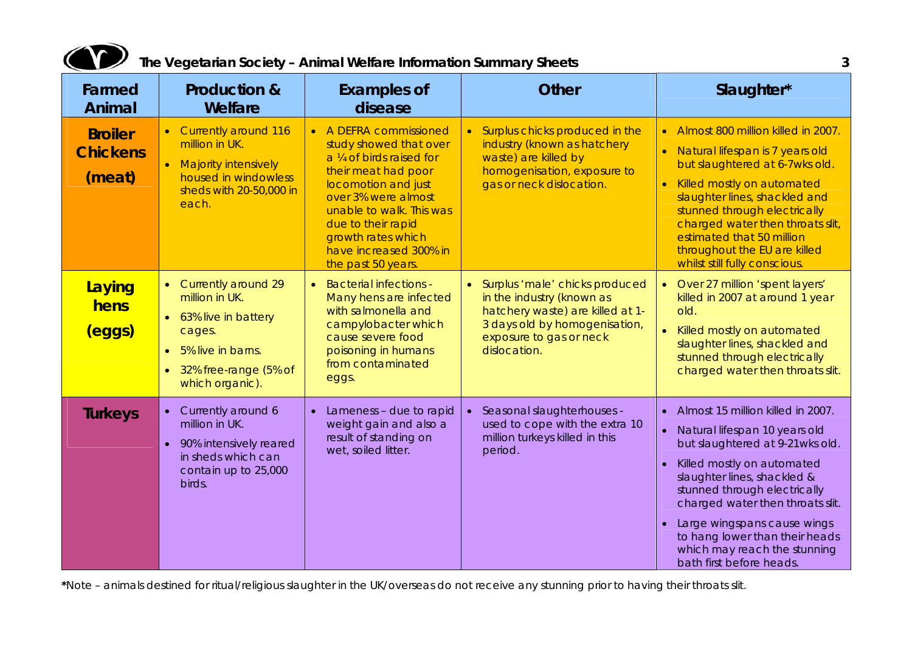| Farmed Animal | Production & Welfare | Examples of disease | Other | Slaughter* |
|---|---|---|---|---|
| **Broiler Chickens (meat)** | • Currently around 116 million in UK.<br>• Majority intensively housed in windowless sheds with 20-50,000 in each. | • A DEFRA commissioned study showed that over a ¼ of birds raised for their meat had poor locomotion and just over 3% were almost unable to walk. This was due to their rapid growth rates which have increased 300% in the past 50 years. | • Surplus chicks produced in the industry (known as hatchery waste) are killed by homogenisation, exposure to gas or neck dislocation. | • Almost 800 million killed in 2007.<br>• Natural lifespan is 7 years old but slaughtered at 6-7wks old.<br>• Killed mostly on automated slaughter lines, shackled and stunned through electrically charged water then throats slit, estimated that 50 million throughout the EU are killed whilst still fully conscious. |
| **Laying hens (eggs)** | • Currently around 29 million in UK.<br>• 63% live in battery cages.<br>• 5% live in barns.<br>• 32% free-range (5% of which organic). | • Bacterial infections - Many hens are infected with salmonella and campylobacter which cause severe food poisoning in humans from contaminated eggs. | • Surplus 'male' chicks produced in the industry (known as hatchery waste) are killed at 1-3 days old by homogenisation, exposure to gas or neck dislocation. | • Over 27 million 'spent layers' killed in 2007 at around 1 year old.<br>• Killed mostly on automated slaughter lines, shackled and stunned through electrically charged water then throats slit. |
| **Turkeys** | • Currently around 6 million in UK.<br>• 90% intensively reared in sheds which can contain up to 25,000 birds. | • Lameness – due to rapid weight gain and also a result of standing on wet, soiled litter. | • Seasonal slaughterhouses - used to cope with the extra 10 million turkeys killed in this period. | • Almost 15 million killed in 2007.<br>• Natural lifespan 10 years old but slaughtered at 9-21wks old.<br>• Killed mostly on automated slaughter lines, shackled & stunned through electrically charged water then throats slit.<br>• Large wingspans cause wings to hang lower than their heads which may reach the stunning bath first before heads. |

*Note – animals destined for ritual/religious slaughter in the UK/overseas do not receive any stunning prior to having their throats slit.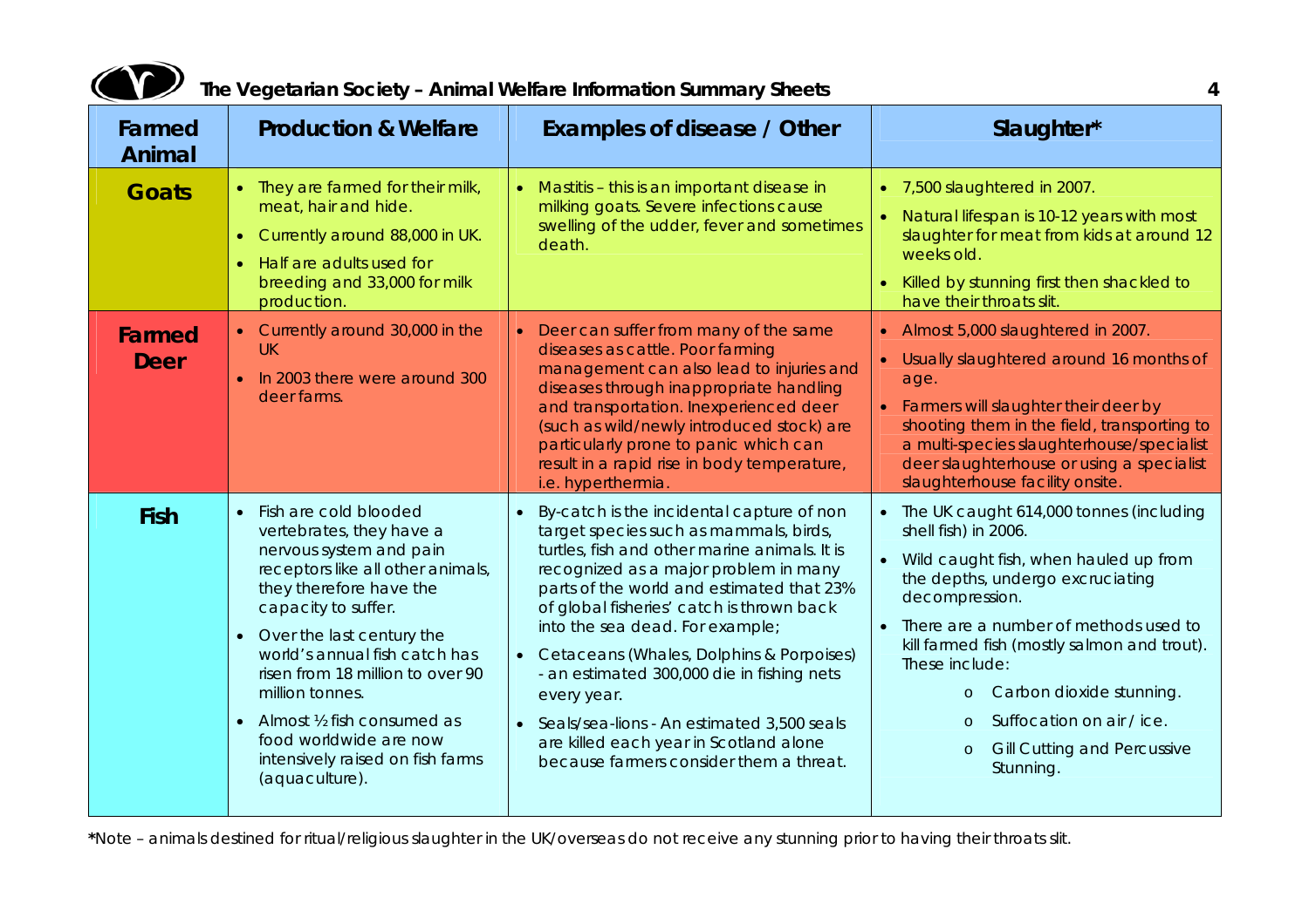| Farmed Animal | Production & Welfare | Examples of disease / Other | Slaughter* |
|---|---|---|---|
| **Goats** | • They are farmed for their milk, meat, hair and hide.<br>• Currently around 88,000 in UK.<br>• Half are adults used for breeding and 33,000 for milk production. | • Mastitis – this is an important disease in milking goats. Severe infections cause swelling of the udder, fever and sometimes death. | • 7,500 slaughtered in 2007.<br>• Natural lifespan is 10-12 years with most slaughter for meat from kids at around 12 weeks old.<br>• Killed by stunning first then shackled to have their throats slit. |
| **Farmed Deer** | • Currently around 30,000 in the UK<br>• In 2003 there were around 300 deer farms. | • Deer can suffer from many of the same diseases as cattle. Poor farming management can also lead to injuries and diseases through inappropriate handling and transportation. Inexperienced deer (such as wild/newly introduced stock) are particularly prone to panic which can result in a rapid rise in body temperature, i.e. hyperthermia. | • Almost 5,000 slaughtered in 2007.<br>• Usually slaughtered around 16 months of age.<br>• Farmers will slaughter their deer by shooting them in the field, transporting to a multi-species slaughterhouse/specialist deer slaughterhouse or using a specialist slaughterhouse facility onsite. |
| **Fish** | • Fish are cold blooded vertebrates, they have a nervous system and pain receptors like all other animals, they therefore have the capacity to suffer.<br>• Over the last century the world's annual fish catch has risen from 18 million to over 90 million tonnes.<br>• Almost ½ fish consumed as food worldwide are now intensively raised on fish farms (aquaculture). | • By-catch is the incidental capture of non target species such as mammals, birds, turtles, fish and other marine animals. It is recognized as a major problem in many parts of the world and estimated that 23% of global fisheries' catch is thrown back into the sea dead. For example;<br>• Cetaceans (Whales, Dolphins & Porpoises) - an estimated 300,000 die in fishing nets every year.<br>• Seals/sea-lions - An estimated 3,500 seals are killed each year in Scotland alone because farmers consider them a threat. | • The UK caught 614,000 tonnes (including shell fish) in 2006.<br>• Wild caught fish, when hauled up from the depths, undergo excruciating decompression.<br>• There are a number of methods used to kill farmed fish (mostly salmon and trout). These include:<br>  o Carbon dioxide stunning.<br>  o Suffocation on air / ice.<br>  o Gill Cutting and Percussive Stunning. |

*Note – animals destined for ritual/religious slaughter in the UK/overseas do not receive any stunning prior to having their throats slit.